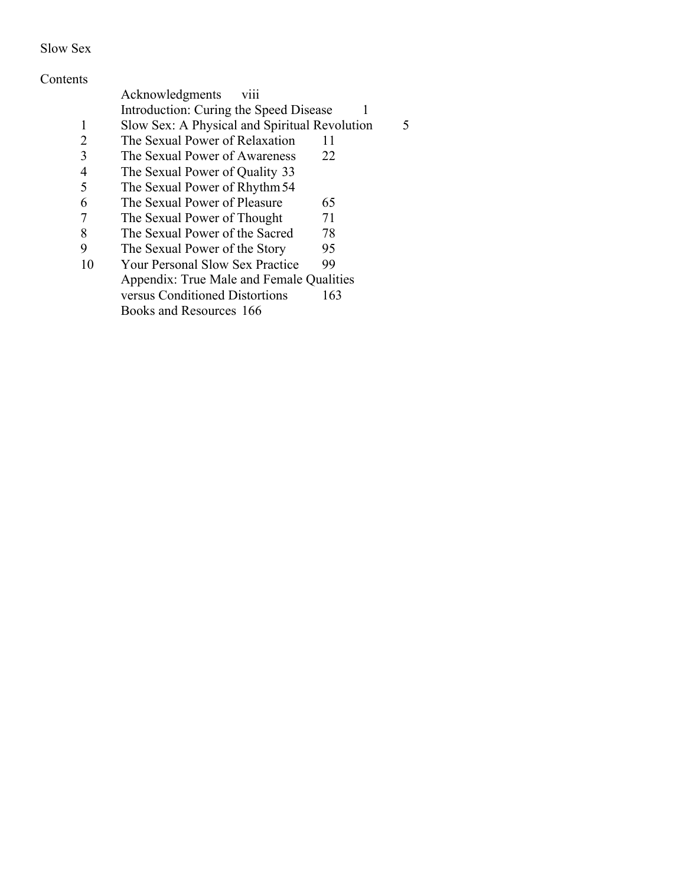Slow Sex

## Contents

| | | |
|---|---|---|
| | Acknowledgments | viii |
| | Introduction: Curing the Speed Disease | 1 |
| 1 | Slow Sex: A Physical and Spiritual Revolution | 5 |
| 2 | The Sexual Power of Relaxation | 11 |
| 3 | The Sexual Power of Awareness | 22 |
| 4 | The Sexual Power of Quality | 33 |
| 5 | The Sexual Power of Rhythm | 54 |
| 6 | The Sexual Power of Pleasure | 65 |
| 7 | The Sexual Power of Thought | 71 |
| 8 | The Sexual Power of the Sacred | 78 |
| 9 | The Sexual Power of the Story | 95 |
| 10 | Your Personal Slow Sex Practice | 99 |
| | Appendix: True Male and Female Qualities versus Conditioned Distortions | 163 |
| | Books and Resources | 166 |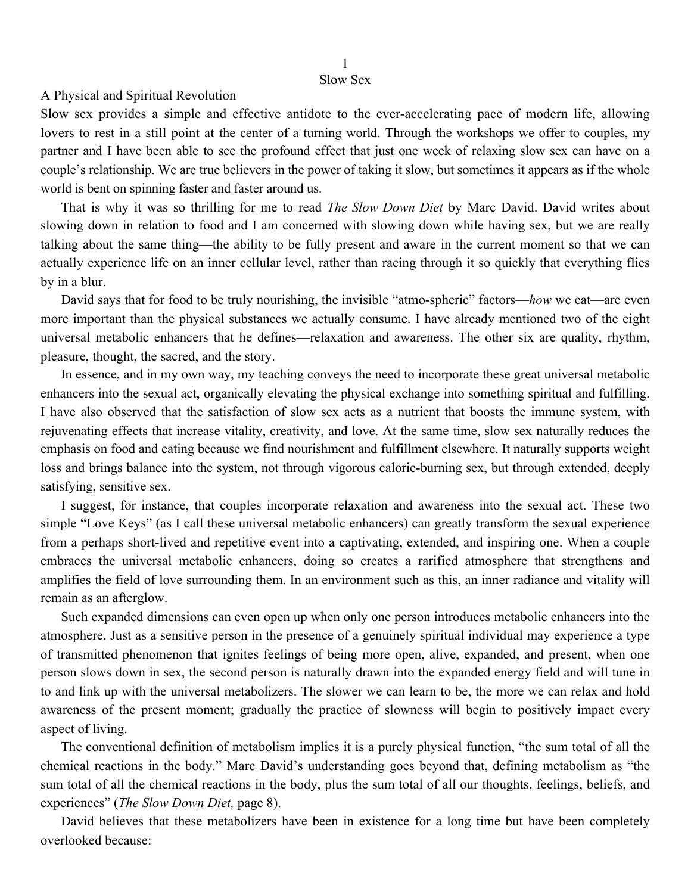# 1
# Slow Sex

## A Physical and Spiritual Revolution

Slow sex provides a simple and effective antidote to the ever-accelerating pace of modern life, allowing lovers to rest in a still point at the center of a turning world. Through the workshops we offer to couples, my partner and I have been able to see the profound effect that just one week of relaxing slow sex can have on a couple's relationship. We are true believers in the power of taking it slow, but sometimes it appears as if the whole world is bent on spinning faster and faster around us.

That is why it was so thrilling for me to read *The Slow Down Diet* by Marc David. David writes about slowing down in relation to food and I am concerned with slowing down while having sex, but we are really talking about the same thing—the ability to be fully present and aware in the current moment so that we can actually experience life on an inner cellular level, rather than racing through it so quickly that everything flies by in a blur.

David says that for food to be truly nourishing, the invisible "atmo-spheric" factors—*how* we eat—are even more important than the physical substances we actually consume. I have already mentioned two of the eight universal metabolic enhancers that he defines—relaxation and awareness. The other six are quality, rhythm, pleasure, thought, the sacred, and the story.

In essence, and in my own way, my teaching conveys the need to incorporate these great universal metabolic enhancers into the sexual act, organically elevating the physical exchange into something spiritual and fulfilling. I have also observed that the satisfaction of slow sex acts as a nutrient that boosts the immune system, with rejuvenating effects that increase vitality, creativity, and love. At the same time, slow sex naturally reduces the emphasis on food and eating because we find nourishment and fulfillment elsewhere. It naturally supports weight loss and brings balance into the system, not through vigorous calorie-burning sex, but through extended, deeply satisfying, sensitive sex.

I suggest, for instance, that couples incorporate relaxation and awareness into the sexual act. These two simple "Love Keys" (as I call these universal metabolic enhancers) can greatly transform the sexual experience from a perhaps short-lived and repetitive event into a captivating, extended, and inspiring one. When a couple embraces the universal metabolic enhancers, doing so creates a rarified atmosphere that strengthens and amplifies the field of love surrounding them. In an environment such as this, an inner radiance and vitality will remain as an afterglow.

Such expanded dimensions can even open up when only one person introduces metabolic enhancers into the atmosphere. Just as a sensitive person in the presence of a genuinely spiritual individual may experience a type of transmitted phenomenon that ignites feelings of being more open, alive, expanded, and present, when one person slows down in sex, the second person is naturally drawn into the expanded energy field and will tune in to and link up with the universal metabolizers. The slower we can learn to be, the more we can relax and hold awareness of the present moment; gradually the practice of slowness will begin to positively impact every aspect of living.

The conventional definition of metabolism implies it is a purely physical function, "the sum total of all the chemical reactions in the body." Marc David's understanding goes beyond that, defining metabolism as "the sum total of all the chemical reactions in the body, plus the sum total of all our thoughts, feelings, beliefs, and experiences" (*The Slow Down Diet,* page 8).

David believes that these metabolizers have been in existence for a long time but have been completely overlooked because: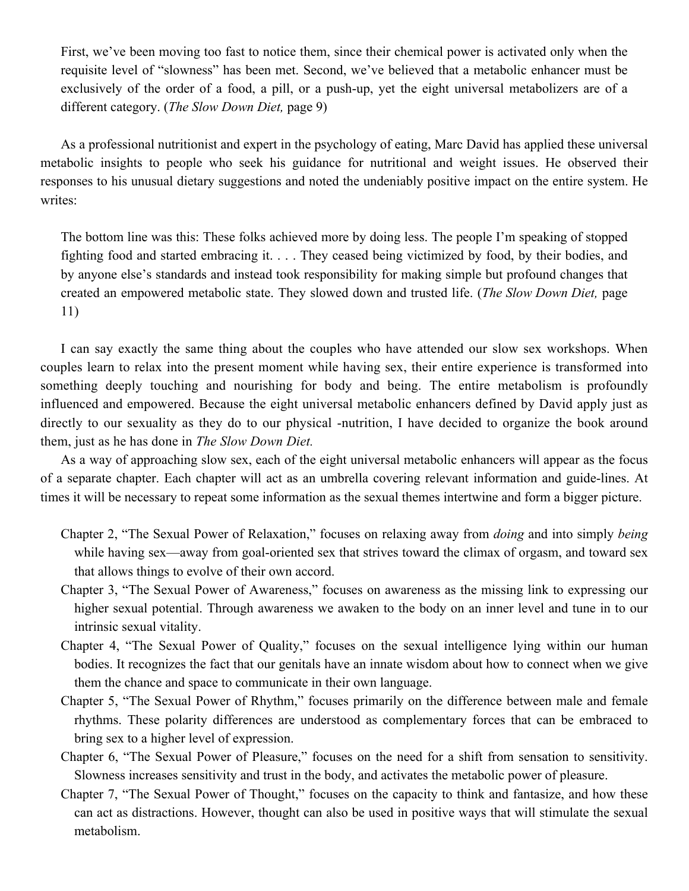> First, we've been moving too fast to notice them, since their chemical power is activated only when the requisite level of "slowness" has been met. Second, we've believed that a metabolic enhancer must be exclusively of the order of a food, a pill, or a push-up, yet the eight universal metabolizers are of a different category. (*The Slow Down Diet,* page 9)

As a professional nutritionist and expert in the psychology of eating, Marc David has applied these universal metabolic insights to people who seek his guidance for nutritional and weight issues. He observed their responses to his unusual dietary suggestions and noted the undeniably positive impact on the entire system. He writes:

> The bottom line was this: These folks achieved more by doing less. The people I'm speaking of stopped fighting food and started embracing it. . . . They ceased being victimized by food, by their bodies, and by anyone else's standards and instead took responsibility for making simple but profound changes that created an empowered metabolic state. They slowed down and trusted life. (*The Slow Down Diet,* page 11)

I can say exactly the same thing about the couples who have attended our slow sex workshops. When couples learn to relax into the present moment while having sex, their entire experience is transformed into something deeply touching and nourishing for body and being. The entire metabolism is profoundly influenced and empowered. Because the eight universal metabolic enhancers defined by David apply just as directly to our sexuality as they do to our physical -nutrition, I have decided to organize the book around them, just as he has done in *The Slow Down Diet.*

As a way of approaching slow sex, each of the eight universal metabolic enhancers will appear as the focus of a separate chapter. Each chapter will act as an umbrella covering relevant information and guide-lines. At times it will be necessary to repeat some information as the sexual themes intertwine and form a bigger picture.

- Chapter 2, "The Sexual Power of Relaxation," focuses on relaxing away from *doing* and into simply *being* while having sex—away from goal-oriented sex that strives toward the climax of orgasm, and toward sex that allows things to evolve of their own accord.
- Chapter 3, "The Sexual Power of Awareness," focuses on awareness as the missing link to expressing our higher sexual potential. Through awareness we awaken to the body on an inner level and tune in to our intrinsic sexual vitality.
- Chapter 4, "The Sexual Power of Quality," focuses on the sexual intelligence lying within our human bodies. It recognizes the fact that our genitals have an innate wisdom about how to connect when we give them the chance and space to communicate in their own language.
- Chapter 5, "The Sexual Power of Rhythm," focuses primarily on the difference between male and female rhythms. These polarity differences are understood as complementary forces that can be embraced to bring sex to a higher level of expression.
- Chapter 6, "The Sexual Power of Pleasure," focuses on the need for a shift from sensation to sensitivity. Slowness increases sensitivity and trust in the body, and activates the metabolic power of pleasure.
- Chapter 7, "The Sexual Power of Thought," focuses on the capacity to think and fantasize, and how these can act as distractions. However, thought can also be used in positive ways that will stimulate the sexual metabolism.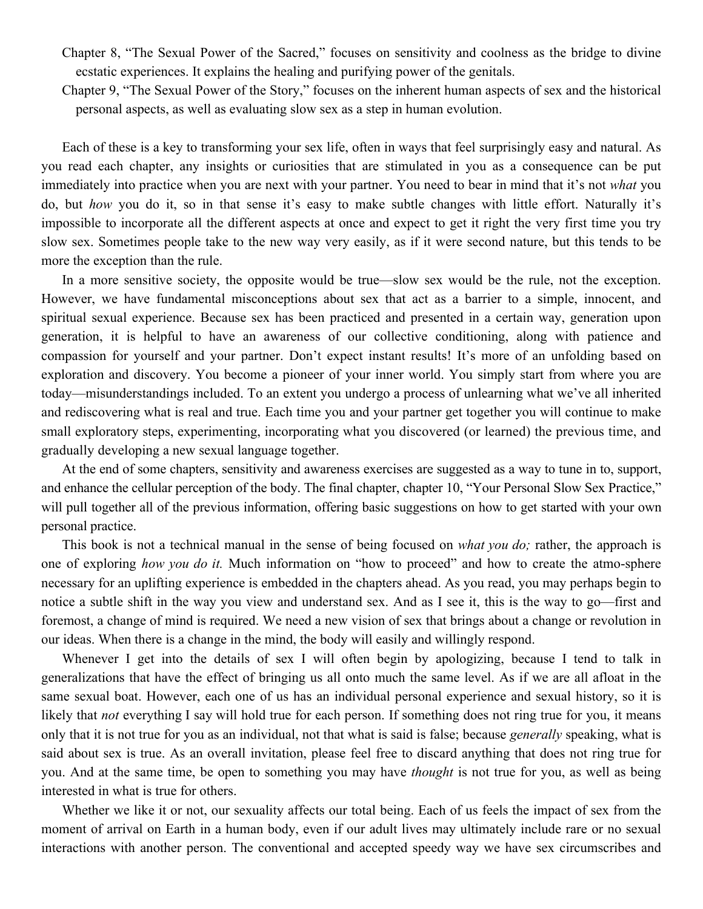Chapter 8, "The Sexual Power of the Sacred," focuses on sensitivity and coolness as the bridge to divine ecstatic experiences. It explains the healing and purifying power of the genitals.

Chapter 9, "The Sexual Power of the Story," focuses on the inherent human aspects of sex and the historical personal aspects, as well as evaluating slow sex as a step in human evolution.

Each of these is a key to transforming your sex life, often in ways that feel surprisingly easy and natural. As you read each chapter, any insights or curiosities that are stimulated in you as a consequence can be put immediately into practice when you are next with your partner. You need to bear in mind that it's not *what* you do, but *how* you do it, so in that sense it's easy to make subtle changes with little effort. Naturally it's impossible to incorporate all the different aspects at once and expect to get it right the very first time you try slow sex. Sometimes people take to the new way very easily, as if it were second nature, but this tends to be more the exception than the rule.

In a more sensitive society, the opposite would be true—slow sex would be the rule, not the exception. However, we have fundamental misconceptions about sex that act as a barrier to a simple, innocent, and spiritual sexual experience. Because sex has been practiced and presented in a certain way, generation upon generation, it is helpful to have an awareness of our collective conditioning, along with patience and compassion for yourself and your partner. Don't expect instant results! It's more of an unfolding based on exploration and discovery. You become a pioneer of your inner world. You simply start from where you are today—misunderstandings included. To an extent you undergo a process of unlearning what we've all inherited and rediscovering what is real and true. Each time you and your partner get together you will continue to make small exploratory steps, experimenting, incorporating what you discovered (or learned) the previous time, and gradually developing a new sexual language together.

At the end of some chapters, sensitivity and awareness exercises are suggested as a way to tune in to, support, and enhance the cellular perception of the body. The final chapter, chapter 10, "Your Personal Slow Sex Practice," will pull together all of the previous information, offering basic suggestions on how to get started with your own personal practice.

This book is not a technical manual in the sense of being focused on *what you do;* rather, the approach is one of exploring *how you do it.* Much information on "how to proceed" and how to create the atmo-sphere necessary for an uplifting experience is embedded in the chapters ahead. As you read, you may perhaps begin to notice a subtle shift in the way you view and understand sex. And as I see it, this is the way to go—first and foremost, a change of mind is required. We need a new vision of sex that brings about a change or revolution in our ideas. When there is a change in the mind, the body will easily and willingly respond.

Whenever I get into the details of sex I will often begin by apologizing, because I tend to talk in generalizations that have the effect of bringing us all onto much the same level. As if we are all afloat in the same sexual boat. However, each one of us has an individual personal experience and sexual history, so it is likely that *not* everything I say will hold true for each person. If something does not ring true for you, it means only that it is not true for you as an individual, not that what is said is false; because *generally* speaking, what is said about sex is true. As an overall invitation, please feel free to discard anything that does not ring true for you. And at the same time, be open to something you may have *thought* is not true for you, as well as being interested in what is true for others.

Whether we like it or not, our sexuality affects our total being. Each of us feels the impact of sex from the moment of arrival on Earth in a human body, even if our adult lives may ultimately include rare or no sexual interactions with another person. The conventional and accepted speedy way we have sex circumscribes and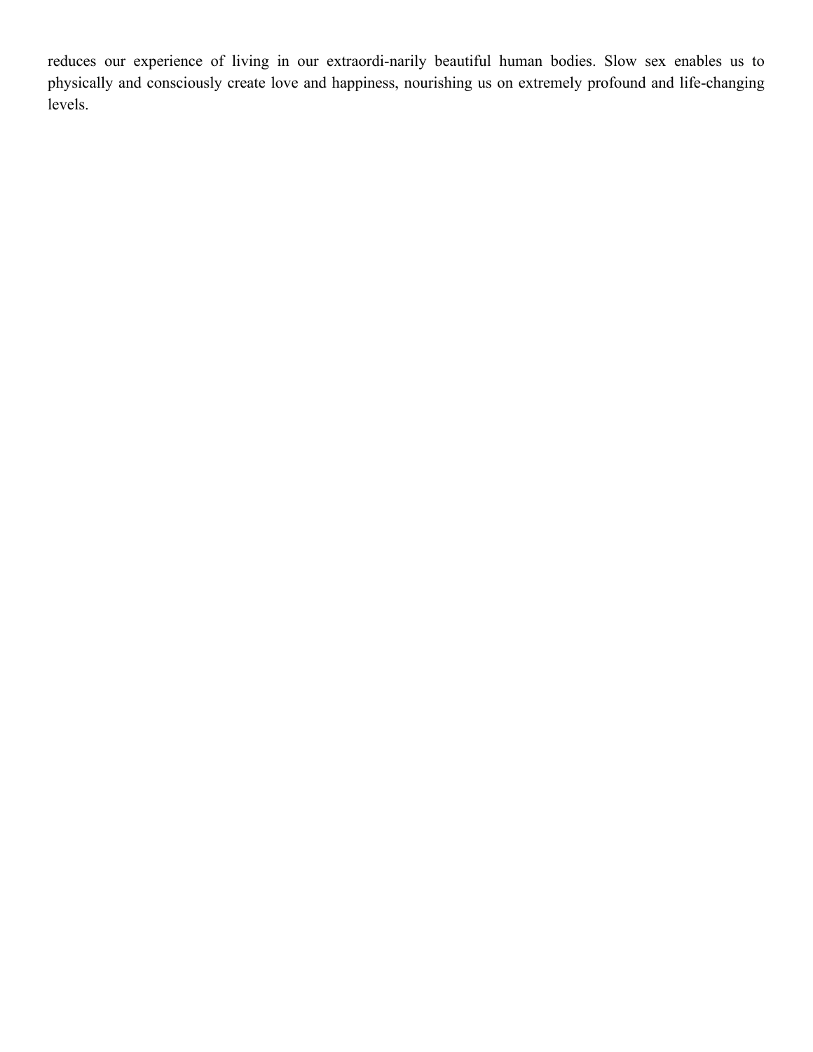reduces our experience of living in our extraordi-narily beautiful human bodies. Slow sex enables us to physically and consciously create love and happiness, nourishing us on extremely profound and life-changing levels.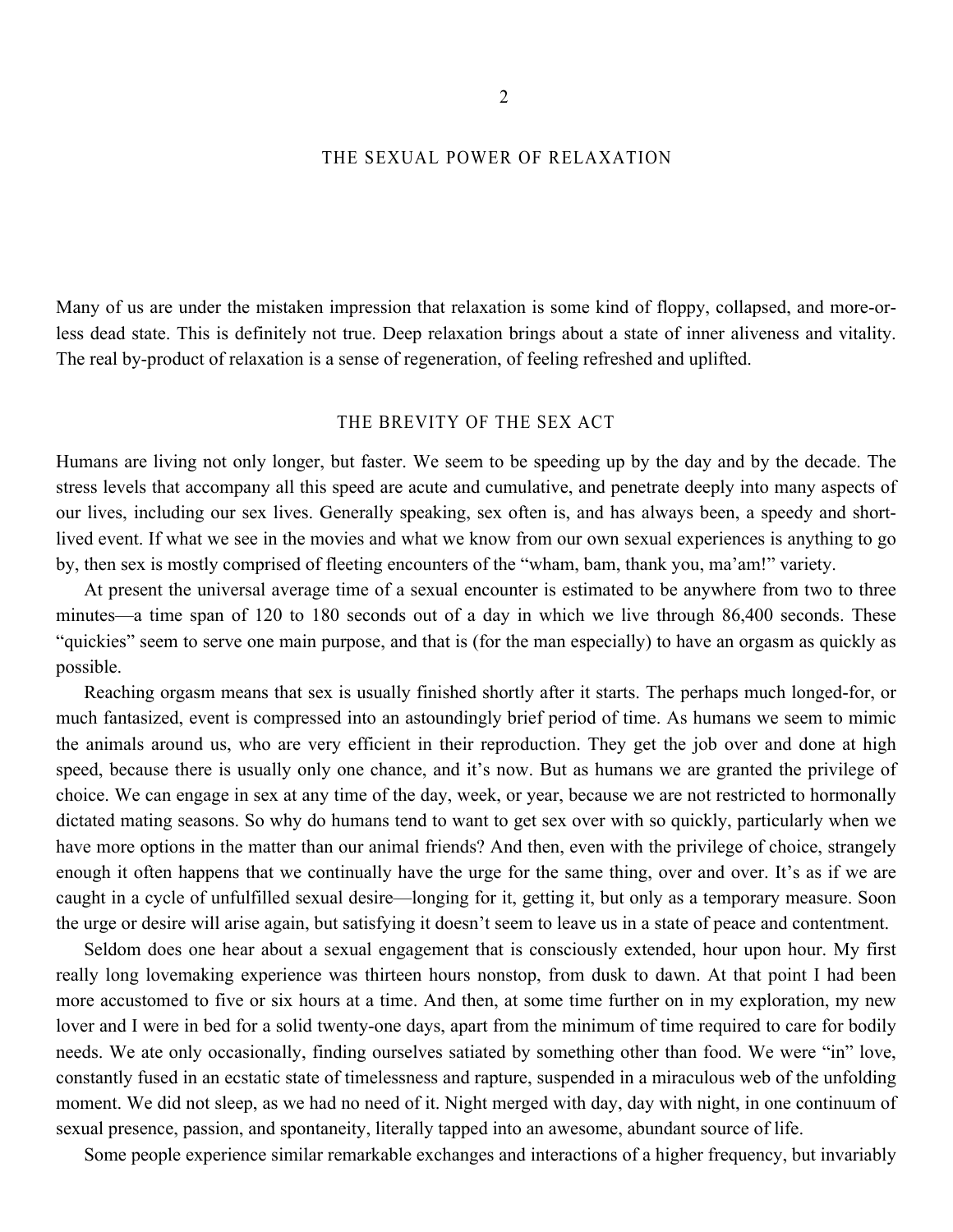# 2

## THE SEXUAL POWER OF RELAXATION

Many of us are under the mistaken impression that relaxation is some kind of floppy, collapsed, and more-or-less dead state. This is definitely not true. Deep relaxation brings about a state of inner aliveness and vitality. The real by-product of relaxation is a sense of regeneration, of feeling refreshed and uplifted.

### THE BREVITY OF THE SEX ACT

Humans are living not only longer, but faster. We seem to be speeding up by the day and by the decade. The stress levels that accompany all this speed are acute and cumulative, and penetrate deeply into many aspects of our lives, including our sex lives. Generally speaking, sex often is, and has always been, a speedy and short-lived event. If what we see in the movies and what we know from our own sexual experiences is anything to go by, then sex is mostly comprised of fleeting encounters of the "wham, bam, thank you, ma'am!" variety.

At present the universal average time of a sexual encounter is estimated to be anywhere from two to three minutes—a time span of 120 to 180 seconds out of a day in which we live through 86,400 seconds. These "quickies" seem to serve one main purpose, and that is (for the man especially) to have an orgasm as quickly as possible.

Reaching orgasm means that sex is usually finished shortly after it starts. The perhaps much longed-for, or much fantasized, event is compressed into an astoundingly brief period of time. As humans we seem to mimic the animals around us, who are very efficient in their reproduction. They get the job over and done at high speed, because there is usually only one chance, and it's now. But as humans we are granted the privilege of choice. We can engage in sex at any time of the day, week, or year, because we are not restricted to hormonally dictated mating seasons. So why do humans tend to want to get sex over with so quickly, particularly when we have more options in the matter than our animal friends? And then, even with the privilege of choice, strangely enough it often happens that we continually have the urge for the same thing, over and over. It's as if we are caught in a cycle of unfulfilled sexual desire—longing for it, getting it, but only as a temporary measure. Soon the urge or desire will arise again, but satisfying it doesn't seem to leave us in a state of peace and contentment.

Seldom does one hear about a sexual engagement that is consciously extended, hour upon hour. My first really long lovemaking experience was thirteen hours nonstop, from dusk to dawn. At that point I had been more accustomed to five or six hours at a time. And then, at some time further on in my exploration, my new lover and I were in bed for a solid twenty-one days, apart from the minimum of time required to care for bodily needs. We ate only occasionally, finding ourselves satiated by something other than food. We were "in" love, constantly fused in an ecstatic state of timelessness and rapture, suspended in a miraculous web of the unfolding moment. We did not sleep, as we had no need of it. Night merged with day, day with night, in one continuum of sexual presence, passion, and spontaneity, literally tapped into an awesome, abundant source of life.

Some people experience similar remarkable exchanges and interactions of a higher frequency, but invariably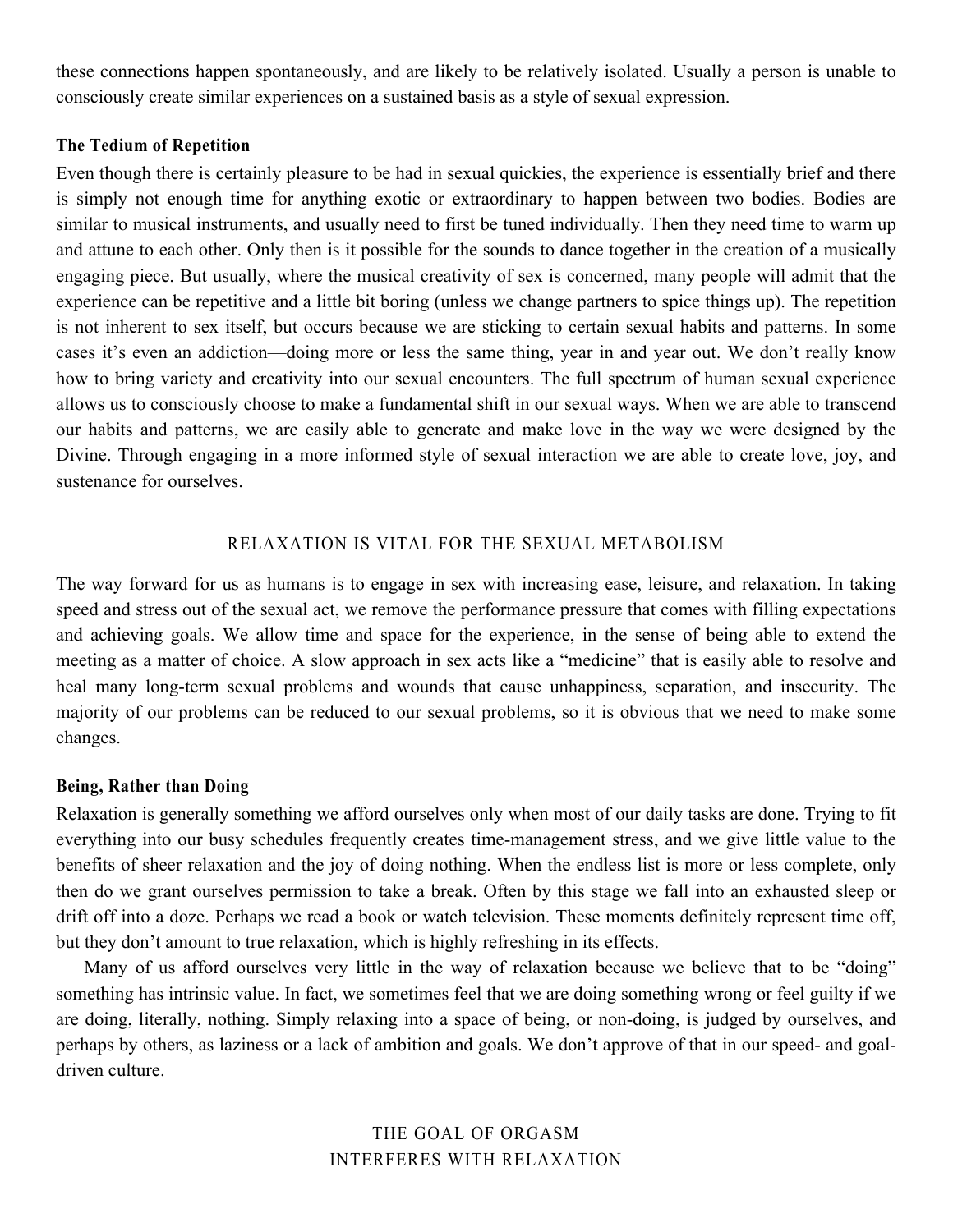these connections happen spontaneously, and are likely to be relatively isolated. Usually a person is unable to consciously create similar experiences on a sustained basis as a style of sexual expression.

**The Tedium of Repetition**

Even though there is certainly pleasure to be had in sexual quickies, the experience is essentially brief and there is simply not enough time for anything exotic or extraordinary to happen between two bodies. Bodies are similar to musical instruments, and usually need to first be tuned individually. Then they need time to warm up and attune to each other. Only then is it possible for the sounds to dance together in the creation of a musically engaging piece. But usually, where the musical creativity of sex is concerned, many people will admit that the experience can be repetitive and a little bit boring (unless we change partners to spice things up). The repetition is not inherent to sex itself, but occurs because we are sticking to certain sexual habits and patterns. In some cases it's even an addiction—doing more or less the same thing, year in and year out. We don't really know how to bring variety and creativity into our sexual encounters. The full spectrum of human sexual experience allows us to consciously choose to make a fundamental shift in our sexual ways. When we are able to transcend our habits and patterns, we are easily able to generate and make love in the way we were designed by the Divine. Through engaging in a more informed style of sexual interaction we are able to create love, joy, and sustenance for ourselves.

## RELAXATION IS VITAL FOR THE SEXUAL METABOLISM

The way forward for us as humans is to engage in sex with increasing ease, leisure, and relaxation. In taking speed and stress out of the sexual act, we remove the performance pressure that comes with filling expectations and achieving goals. We allow time and space for the experience, in the sense of being able to extend the meeting as a matter of choice. A slow approach in sex acts like a "medicine" that is easily able to resolve and heal many long-term sexual problems and wounds that cause unhappiness, separation, and insecurity. The majority of our problems can be reduced to our sexual problems, so it is obvious that we need to make some changes.

**Being, Rather than Doing**

Relaxation is generally something we afford ourselves only when most of our daily tasks are done. Trying to fit everything into our busy schedules frequently creates time-management stress, and we give little value to the benefits of sheer relaxation and the joy of doing nothing. When the endless list is more or less complete, only then do we grant ourselves permission to take a break. Often by this stage we fall into an exhausted sleep or drift off into a doze. Perhaps we read a book or watch television. These moments definitely represent time off, but they don't amount to true relaxation, which is highly refreshing in its effects.

Many of us afford ourselves very little in the way of relaxation because we believe that to be "doing" something has intrinsic value. In fact, we sometimes feel that we are doing something wrong or feel guilty if we are doing, literally, nothing. Simply relaxing into a space of being, or non-doing, is judged by ourselves, and perhaps by others, as laziness or a lack of ambition and goals. We don't approve of that in our speed- and goal-driven culture.

## THE GOAL OF ORGASM INTERFERES WITH RELAXATION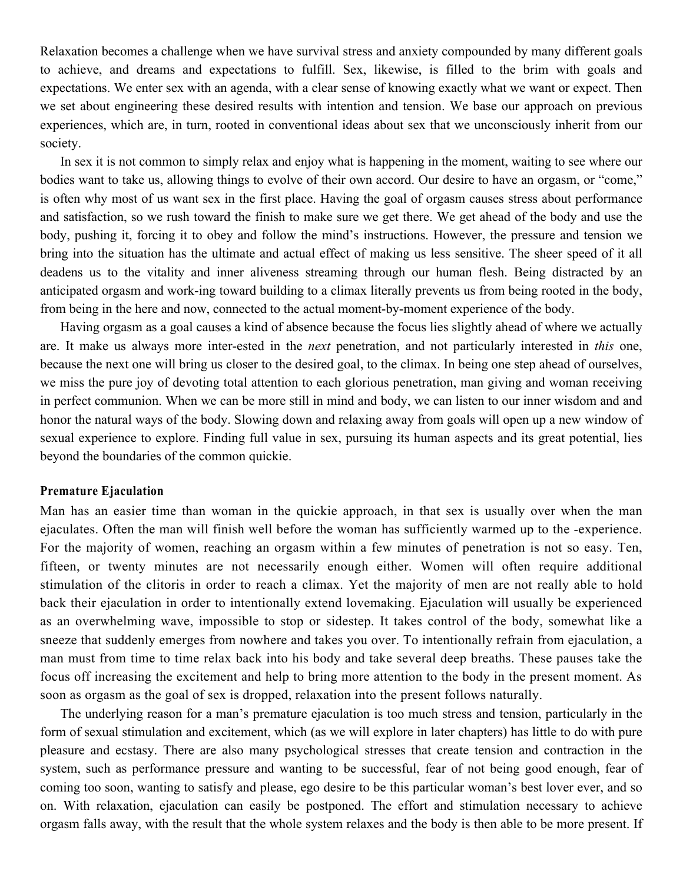Relaxation becomes a challenge when we have survival stress and anxiety compounded by many different goals to achieve, and dreams and expectations to fulfill. Sex, likewise, is filled to the brim with goals and expectations. We enter sex with an agenda, with a clear sense of knowing exactly what we want or expect. Then we set about engineering these desired results with intention and tension. We base our approach on previous experiences, which are, in turn, rooted in conventional ideas about sex that we unconsciously inherit from our society.

In sex it is not common to simply relax and enjoy what is happening in the moment, waiting to see where our bodies want to take us, allowing things to evolve of their own accord. Our desire to have an orgasm, or "come," is often why most of us want sex in the first place. Having the goal of orgasm causes stress about performance and satisfaction, so we rush toward the finish to make sure we get there. We get ahead of the body and use the body, pushing it, forcing it to obey and follow the mind's instructions. However, the pressure and tension we bring into the situation has the ultimate and actual effect of making us less sensitive. The sheer speed of it all deadens us to the vitality and inner aliveness streaming through our human flesh. Being distracted by an anticipated orgasm and work-ing toward building to a climax literally prevents us from being rooted in the body, from being in the here and now, connected to the actual moment-by-moment experience of the body.

Having orgasm as a goal causes a kind of absence because the focus lies slightly ahead of where we actually are. It make us always more inter-ested in the *next* penetration, and not particularly interested in *this* one, because the next one will bring us closer to the desired goal, to the climax. In being one step ahead of ourselves, we miss the pure joy of devoting total attention to each glorious penetration, man giving and woman receiving in perfect communion. When we can be more still in mind and body, we can listen to our inner wisdom and and honor the natural ways of the body. Slowing down and relaxing away from goals will open up a new window of sexual experience to explore. Finding full value in sex, pursuing its human aspects and its great potential, lies beyond the boundaries of the common quickie.

**Premature Ejaculation**

Man has an easier time than woman in the quickie approach, in that sex is usually over when the man ejaculates. Often the man will finish well before the woman has sufficiently warmed up to the -experience. For the majority of women, reaching an orgasm within a few minutes of penetration is not so easy. Ten, fifteen, or twenty minutes are not necessarily enough either. Women will often require additional stimulation of the clitoris in order to reach a climax. Yet the majority of men are not really able to hold back their ejaculation in order to intentionally extend lovemaking. Ejaculation will usually be experienced as an overwhelming wave, impossible to stop or sidestep. It takes control of the body, somewhat like a sneeze that suddenly emerges from nowhere and takes you over. To intentionally refrain from ejaculation, a man must from time to time relax back into his body and take several deep breaths. These pauses take the focus off increasing the excitement and help to bring more attention to the body in the present moment. As soon as orgasm as the goal of sex is dropped, relaxation into the present follows naturally.

The underlying reason for a man's premature ejaculation is too much stress and tension, particularly in the form of sexual stimulation and excitement, which (as we will explore in later chapters) has little to do with pure pleasure and ecstasy. There are also many psychological stresses that create tension and contraction in the system, such as performance pressure and wanting to be successful, fear of not being good enough, fear of coming too soon, wanting to satisfy and please, ego desire to be this particular woman's best lover ever, and so on. With relaxation, ejaculation can easily be postponed. The effort and stimulation necessary to achieve orgasm falls away, with the result that the whole system relaxes and the body is then able to be more present. If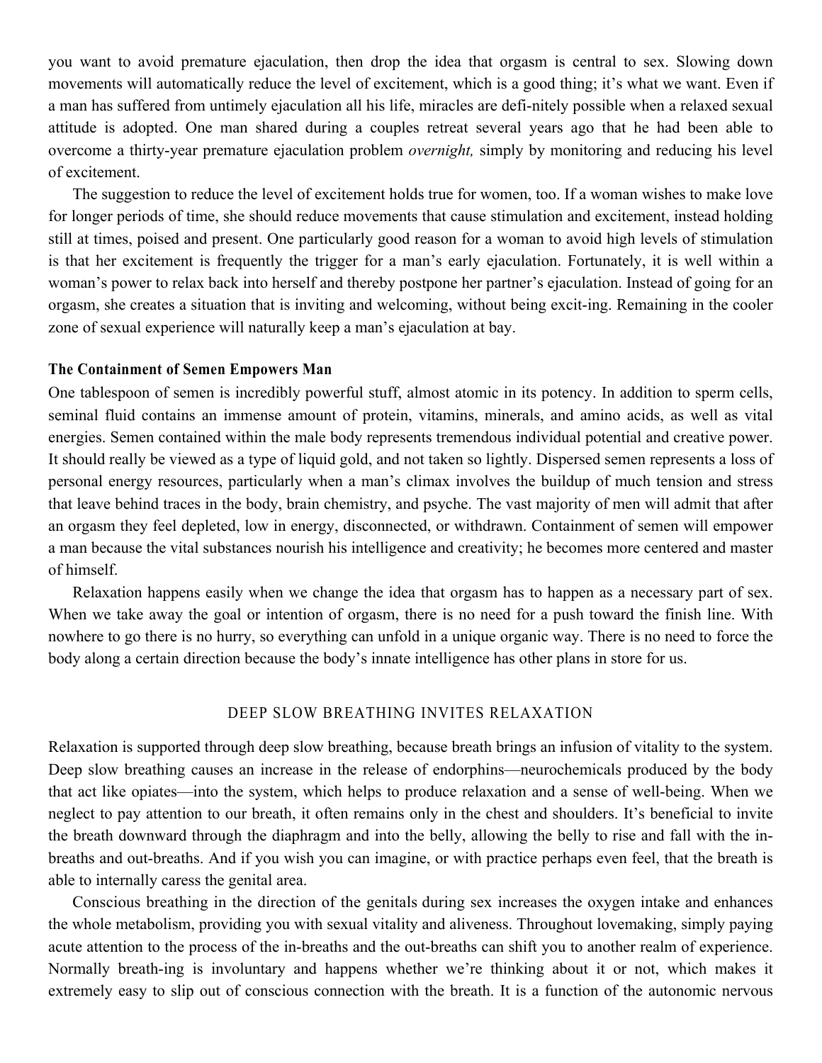you want to avoid premature ejaculation, then drop the idea that orgasm is central to sex. Slowing down movements will automatically reduce the level of excitement, which is a good thing; it's what we want. Even if a man has suffered from untimely ejaculation all his life, miracles are defi-nitely possible when a relaxed sexual attitude is adopted. One man shared during a couples retreat several years ago that he had been able to overcome a thirty-year premature ejaculation problem *overnight,* simply by monitoring and reducing his level of excitement.

The suggestion to reduce the level of excitement holds true for women, too. If a woman wishes to make love for longer periods of time, she should reduce movements that cause stimulation and excitement, instead holding still at times, poised and present. One particularly good reason for a woman to avoid high levels of stimulation is that her excitement is frequently the trigger for a man's early ejaculation. Fortunately, it is well within a woman's power to relax back into herself and thereby postpone her partner's ejaculation. Instead of going for an orgasm, she creates a situation that is inviting and welcoming, without being excit-ing. Remaining in the cooler zone of sexual experience will naturally keep a man's ejaculation at bay.

#### The Containment of Semen Empowers Man

One tablespoon of semen is incredibly powerful stuff, almost atomic in its potency. In addition to sperm cells, seminal fluid contains an immense amount of protein, vitamins, minerals, and amino acids, as well as vital energies. Semen contained within the male body represents tremendous individual potential and creative power. It should really be viewed as a type of liquid gold, and not taken so lightly. Dispersed semen represents a loss of personal energy resources, particularly when a man's climax involves the buildup of much tension and stress that leave behind traces in the body, brain chemistry, and psyche. The vast majority of men will admit that after an orgasm they feel depleted, low in energy, disconnected, or withdrawn. Containment of semen will empower a man because the vital substances nourish his intelligence and creativity; he becomes more centered and master of himself.

Relaxation happens easily when we change the idea that orgasm has to happen as a necessary part of sex. When we take away the goal or intention of orgasm, there is no need for a push toward the finish line. With nowhere to go there is no hurry, so everything can unfold in a unique organic way. There is no need to force the body along a certain direction because the body's innate intelligence has other plans in store for us.

### DEEP SLOW BREATHING INVITES RELAXATION

Relaxation is supported through deep slow breathing, because breath brings an infusion of vitality to the system. Deep slow breathing causes an increase in the release of endorphins—neurochemicals produced by the body that act like opiates—into the system, which helps to produce relaxation and a sense of well-being. When we neglect to pay attention to our breath, it often remains only in the chest and shoulders. It's beneficial to invite the breath downward through the diaphragm and into the belly, allowing the belly to rise and fall with the in-breaths and out-breaths. And if you wish you can imagine, or with practice perhaps even feel, that the breath is able to internally caress the genital area.

Conscious breathing in the direction of the genitals during sex increases the oxygen intake and enhances the whole metabolism, providing you with sexual vitality and aliveness. Throughout lovemaking, simply paying acute attention to the process of the in-breaths and the out-breaths can shift you to another realm of experience. Normally breath-ing is involuntary and happens whether we're thinking about it or not, which makes it extremely easy to slip out of conscious connection with the breath. It is a function of the autonomic nervous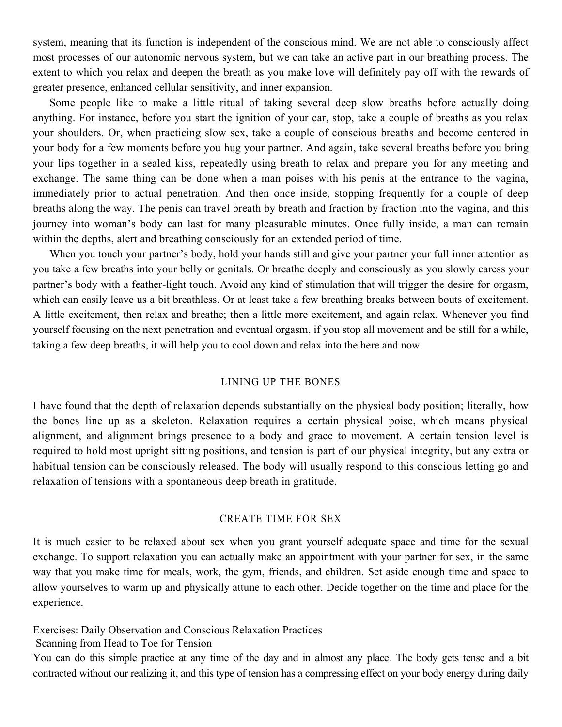system, meaning that its function is independent of the conscious mind. We are not able to consciously affect most processes of our autonomic nervous system, but we can take an active part in our breathing process. The extent to which you relax and deepen the breath as you make love will definitely pay off with the rewards of greater presence, enhanced cellular sensitivity, and inner expansion.

Some people like to make a little ritual of taking several deep slow breaths before actually doing anything. For instance, before you start the ignition of your car, stop, take a couple of breaths as you relax your shoulders. Or, when practicing slow sex, take a couple of conscious breaths and become centered in your body for a few moments before you hug your partner. And again, take several breaths before you bring your lips together in a sealed kiss, repeatedly using breath to relax and prepare you for any meeting and exchange. The same thing can be done when a man poises with his penis at the entrance to the vagina, immediately prior to actual penetration. And then once inside, stopping frequently for a couple of deep breaths along the way. The penis can travel breath by breath and fraction by fraction into the vagina, and this journey into woman's body can last for many pleasurable minutes. Once fully inside, a man can remain within the depths, alert and breathing consciously for an extended period of time.

When you touch your partner's body, hold your hands still and give your partner your full inner attention as you take a few breaths into your belly or genitals. Or breathe deeply and consciously as you slowly caress your partner's body with a feather-light touch. Avoid any kind of stimulation that will trigger the desire for orgasm, which can easily leave us a bit breathless. Or at least take a few breathing breaks between bouts of excitement. A little excitement, then relax and breathe; then a little more excitement, and again relax. Whenever you find yourself focusing on the next penetration and eventual orgasm, if you stop all movement and be still for a while, taking a few deep breaths, it will help you to cool down and relax into the here and now.

## LINING UP THE BONES

I have found that the depth of relaxation depends substantially on the physical body position; literally, how the bones line up as a skeleton. Relaxation requires a certain physical poise, which means physical alignment, and alignment brings presence to a body and grace to movement. A certain tension level is required to hold most upright sitting positions, and tension is part of our physical integrity, but any extra or habitual tension can be consciously released. The body will usually respond to this conscious letting go and relaxation of tensions with a spontaneous deep breath in gratitude.

## CREATE TIME FOR SEX

It is much easier to be relaxed about sex when you grant yourself adequate space and time for the sexual exchange. To support relaxation you can actually make an appointment with your partner for sex, in the same way that you make time for meals, work, the gym, friends, and children. Set aside enough time and space to allow yourselves to warm up and physically attune to each other. Decide together on the time and place for the experience.

### Exercises: Daily Observation and Conscious Relaxation Practices

#### Scanning from Head to Toe for Tension

You can do this simple practice at any time of the day and in almost any place. The body gets tense and a bit contracted without our realizing it, and this type of tension has a compressing effect on your body energy during daily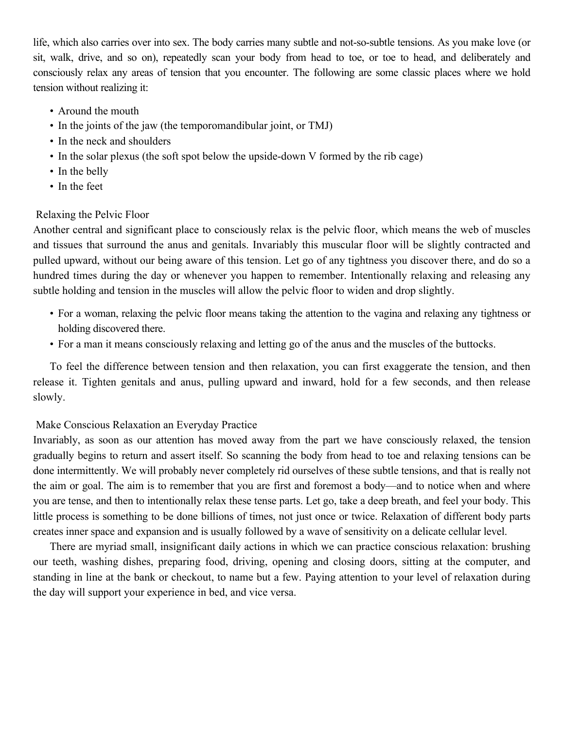life, which also carries over into sex. The body carries many subtle and not-so-subtle tensions. As you make love (or sit, walk, drive, and so on), repeatedly scan your body from head to toe, or toe to head, and deliberately and consciously relax any areas of tension that you encounter. The following are some classic places where we hold tension without realizing it:

- Around the mouth
- In the joints of the jaw (the temporomandibular joint, or TMJ)
- In the neck and shoulders
- In the solar plexus (the soft spot below the upside-down V formed by the rib cage)
- In the belly
- In the feet

### Relaxing the Pelvic Floor

Another central and significant place to consciously relax is the pelvic floor, which means the web of muscles and tissues that surround the anus and genitals. Invariably this muscular floor will be slightly contracted and pulled upward, without our being aware of this tension. Let go of any tightness you discover there, and do so a hundred times during the day or whenever you happen to remember. Intentionally relaxing and releasing any subtle holding and tension in the muscles will allow the pelvic floor to widen and drop slightly.

- For a woman, relaxing the pelvic floor means taking the attention to the vagina and relaxing any tightness or holding discovered there.
- For a man it means consciously relaxing and letting go of the anus and the muscles of the buttocks.

To feel the difference between tension and then relaxation, you can first exaggerate the tension, and then release it. Tighten genitals and anus, pulling upward and inward, hold for a few seconds, and then release slowly.

### Make Conscious Relaxation an Everyday Practice

Invariably, as soon as our attention has moved away from the part we have consciously relaxed, the tension gradually begins to return and assert itself. So scanning the body from head to toe and relaxing tensions can be done intermittently. We will probably never completely rid ourselves of these subtle tensions, and that is really not the aim or goal. The aim is to remember that you are first and foremost a body—and to notice when and where you are tense, and then to intentionally relax these tense parts. Let go, take a deep breath, and feel your body. This little process is something to be done billions of times, not just once or twice. Relaxation of different body parts creates inner space and expansion and is usually followed by a wave of sensitivity on a delicate cellular level.

There are myriad small, insignificant daily actions in which we can practice conscious relaxation: brushing our teeth, washing dishes, preparing food, driving, opening and closing doors, sitting at the computer, and standing in line at the bank or checkout, to name but a few. Paying attention to your level of relaxation during the day will support your experience in bed, and vice versa.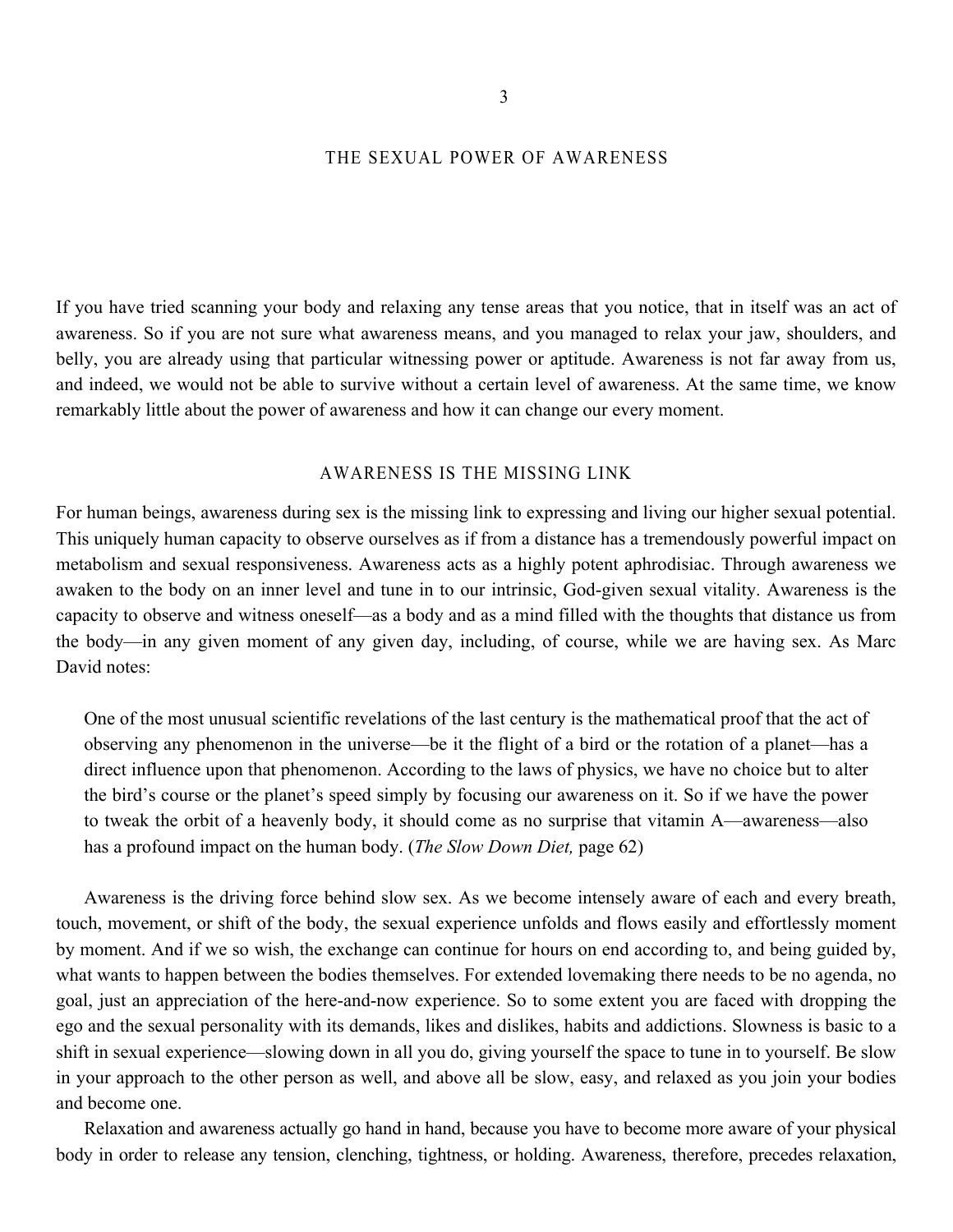# 3

# THE SEXUAL POWER OF AWARENESS

If you have tried scanning your body and relaxing any tense areas that you notice, that in itself was an act of awareness. So if you are not sure what awareness means, and you managed to relax your jaw, shoulders, and belly, you are already using that particular witnessing power or aptitude. Awareness is not far away from us, and indeed, we would not be able to survive without a certain level of awareness. At the same time, we know remarkably little about the power of awareness and how it can change our every moment.

## AWARENESS IS THE MISSING LINK

For human beings, awareness during sex is the missing link to expressing and living our higher sexual potential. This uniquely human capacity to observe ourselves as if from a distance has a tremendously powerful impact on metabolism and sexual responsiveness. Awareness acts as a highly potent aphrodisiac. Through awareness we awaken to the body on an inner level and tune in to our intrinsic, God-given sexual vitality. Awareness is the capacity to observe and witness oneself—as a body and as a mind filled with the thoughts that distance us from the body—in any given moment of any given day, including, of course, while we are having sex. As Marc David notes:

> One of the most unusual scientific revelations of the last century is the mathematical proof that the act of observing any phenomenon in the universe—be it the flight of a bird or the rotation of a planet—has a direct influence upon that phenomenon. According to the laws of physics, we have no choice but to alter the bird's course or the planet's speed simply by focusing our awareness on it. So if we have the power to tweak the orbit of a heavenly body, it should come as no surprise that vitamin A—awareness—also has a profound impact on the human body. (*The Slow Down Diet,* page 62)

Awareness is the driving force behind slow sex. As we become intensely aware of each and every breath, touch, movement, or shift of the body, the sexual experience unfolds and flows easily and effortlessly moment by moment. And if we so wish, the exchange can continue for hours on end according to, and being guided by, what wants to happen between the bodies themselves. For extended lovemaking there needs to be no agenda, no goal, just an appreciation of the here-and-now experience. So to some extent you are faced with dropping the ego and the sexual personality with its demands, likes and dislikes, habits and addictions. Slowness is basic to a shift in sexual experience—slowing down in all you do, giving yourself the space to tune in to yourself. Be slow in your approach to the other person as well, and above all be slow, easy, and relaxed as you join your bodies and become one.

Relaxation and awareness actually go hand in hand, because you have to become more aware of your physical body in order to release any tension, clenching, tightness, or holding. Awareness, therefore, precedes relaxation,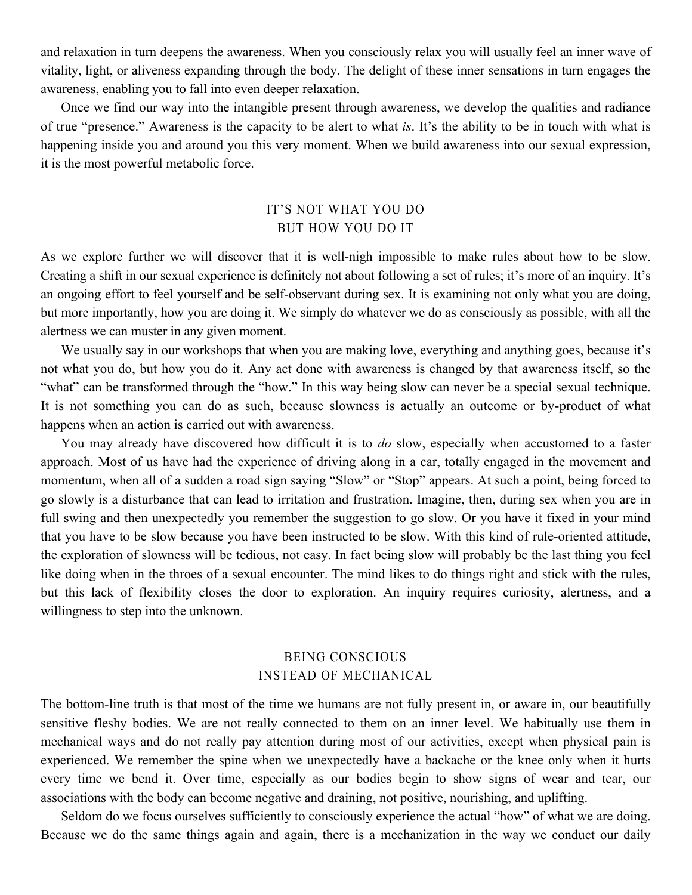and relaxation in turn deepens the awareness. When you consciously relax you will usually feel an inner wave of vitality, light, or aliveness expanding through the body. The delight of these inner sensations in turn engages the awareness, enabling you to fall into even deeper relaxation.

Once we find our way into the intangible present through awareness, we develop the qualities and radiance of true "presence." Awareness is the capacity to be alert to what *is*. It's the ability to be in touch with what is happening inside you and around you this very moment. When we build awareness into our sexual expression, it is the most powerful metabolic force.

## IT'S NOT WHAT YOU DO BUT HOW YOU DO IT

As we explore further we will discover that it is well-nigh impossible to make rules about how to be slow. Creating a shift in our sexual experience is definitely not about following a set of rules; it's more of an inquiry. It's an ongoing effort to feel yourself and be self-observant during sex. It is examining not only what you are doing, but more importantly, how you are doing it. We simply do whatever we do as consciously as possible, with all the alertness we can muster in any given moment.

We usually say in our workshops that when you are making love, everything and anything goes, because it's not what you do, but how you do it. Any act done with awareness is changed by that awareness itself, so the "what" can be transformed through the "how." In this way being slow can never be a special sexual technique. It is not something you can do as such, because slowness is actually an outcome or by-product of what happens when an action is carried out with awareness.

You may already have discovered how difficult it is to *do* slow, especially when accustomed to a faster approach. Most of us have had the experience of driving along in a car, totally engaged in the movement and momentum, when all of a sudden a road sign saying "Slow" or "Stop" appears. At such a point, being forced to go slowly is a disturbance that can lead to irritation and frustration. Imagine, then, during sex when you are in full swing and then unexpectedly you remember the suggestion to go slow. Or you have it fixed in your mind that you have to be slow because you have been instructed to be slow. With this kind of rule-oriented attitude, the exploration of slowness will be tedious, not easy. In fact being slow will probably be the last thing you feel like doing when in the throes of a sexual encounter. The mind likes to do things right and stick with the rules, but this lack of flexibility closes the door to exploration. An inquiry requires curiosity, alertness, and a willingness to step into the unknown.

## BEING CONSCIOUS INSTEAD OF MECHANICAL

The bottom-line truth is that most of the time we humans are not fully present in, or aware in, our beautifully sensitive fleshy bodies. We are not really connected to them on an inner level. We habitually use them in mechanical ways and do not really pay attention during most of our activities, except when physical pain is experienced. We remember the spine when we unexpectedly have a backache or the knee only when it hurts every time we bend it. Over time, especially as our bodies begin to show signs of wear and tear, our associations with the body can become negative and draining, not positive, nourishing, and uplifting.

Seldom do we focus ourselves sufficiently to consciously experience the actual "how" of what we are doing. Because we do the same things again and again, there is a mechanization in the way we conduct our daily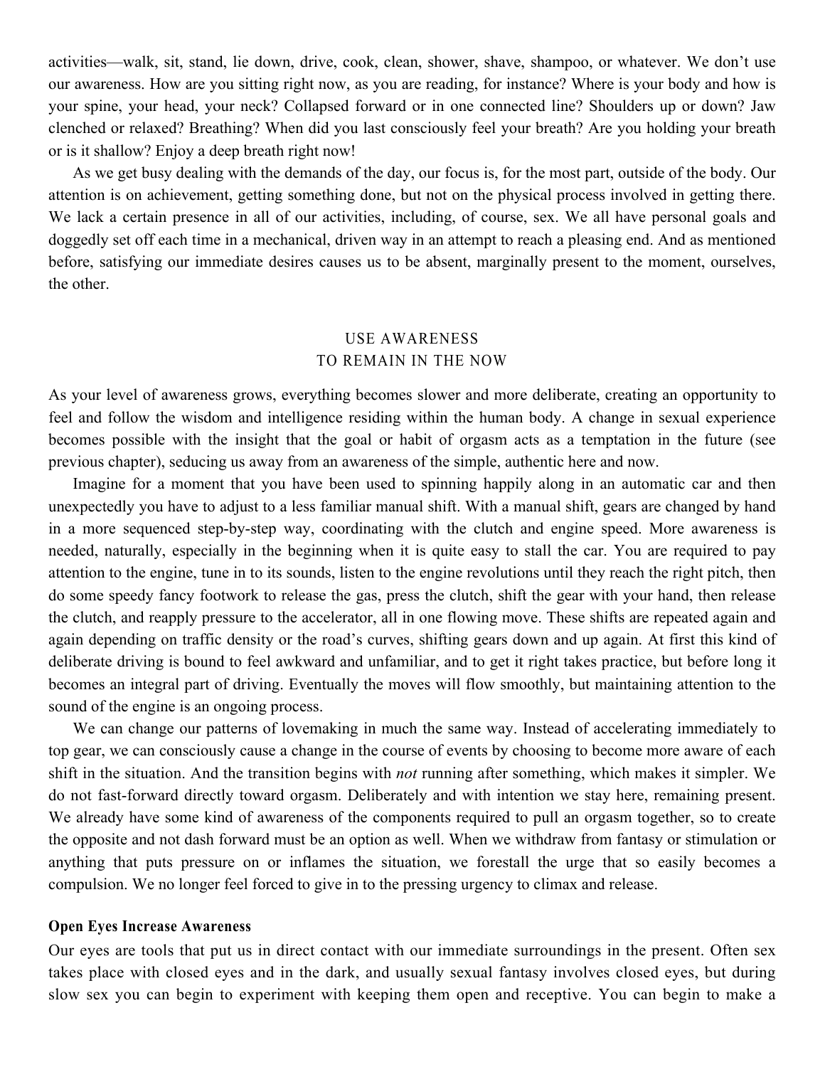activities—walk, sit, stand, lie down, drive, cook, clean, shower, shave, shampoo, or whatever. We don't use our awareness. How are you sitting right now, as you are reading, for instance? Where is your body and how is your spine, your head, your neck? Collapsed forward or in one connected line? Shoulders up or down? Jaw clenched or relaxed? Breathing? When did you last consciously feel your breath? Are you holding your breath or is it shallow? Enjoy a deep breath right now!

As we get busy dealing with the demands of the day, our focus is, for the most part, outside of the body. Our attention is on achievement, getting something done, but not on the physical process involved in getting there. We lack a certain presence in all of our activities, including, of course, sex. We all have personal goals and doggedly set off each time in a mechanical, driven way in an attempt to reach a pleasing end. And as mentioned before, satisfying our immediate desires causes us to be absent, marginally present to the moment, ourselves, the other.

## USE AWARENESS TO REMAIN IN THE NOW

As your level of awareness grows, everything becomes slower and more deliberate, creating an opportunity to feel and follow the wisdom and intelligence residing within the human body. A change in sexual experience becomes possible with the insight that the goal or habit of orgasm acts as a temptation in the future (see previous chapter), seducing us away from an awareness of the simple, authentic here and now.

Imagine for a moment that you have been used to spinning happily along in an automatic car and then unexpectedly you have to adjust to a less familiar manual shift. With a manual shift, gears are changed by hand in a more sequenced step-by-step way, coordinating with the clutch and engine speed. More awareness is needed, naturally, especially in the beginning when it is quite easy to stall the car. You are required to pay attention to the engine, tune in to its sounds, listen to the engine revolutions until they reach the right pitch, then do some speedy fancy footwork to release the gas, press the clutch, shift the gear with your hand, then release the clutch, and reapply pressure to the accelerator, all in one flowing move. These shifts are repeated again and again depending on traffic density or the road's curves, shifting gears down and up again. At first this kind of deliberate driving is bound to feel awkward and unfamiliar, and to get it right takes practice, but before long it becomes an integral part of driving. Eventually the moves will flow smoothly, but maintaining attention to the sound of the engine is an ongoing process.

We can change our patterns of lovemaking in much the same way. Instead of accelerating immediately to top gear, we can consciously cause a change in the course of events by choosing to become more aware of each shift in the situation. And the transition begins with *not* running after something, which makes it simpler. We do not fast-forward directly toward orgasm. Deliberately and with intention we stay here, remaining present. We already have some kind of awareness of the components required to pull an orgasm together, so to create the opposite and not dash forward must be an option as well. When we withdraw from fantasy or stimulation or anything that puts pressure on or inflames the situation, we forestall the urge that so easily becomes a compulsion. We no longer feel forced to give in to the pressing urgency to climax and release.

### Open Eyes Increase Awareness

Our eyes are tools that put us in direct contact with our immediate surroundings in the present. Often sex takes place with closed eyes and in the dark, and usually sexual fantasy involves closed eyes, but during slow sex you can begin to experiment with keeping them open and receptive. You can begin to make a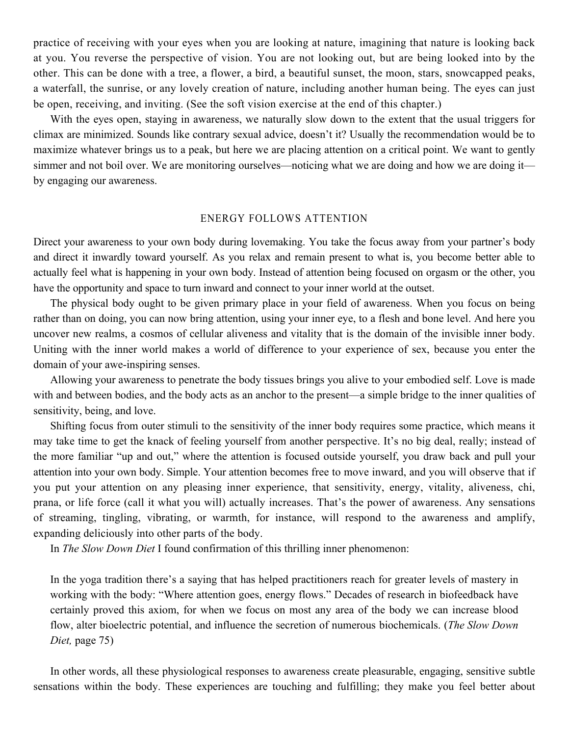practice of receiving with your eyes when you are looking at nature, imagining that nature is looking back at you. You reverse the perspective of vision. You are not looking out, but are being looked into by the other. This can be done with a tree, a flower, a bird, a beautiful sunset, the moon, stars, snowcapped peaks, a waterfall, the sunrise, or any lovely creation of nature, including another human being. The eyes can just be open, receiving, and inviting. (See the soft vision exercise at the end of this chapter.)

With the eyes open, staying in awareness, we naturally slow down to the extent that the usual triggers for climax are minimized. Sounds like contrary sexual advice, doesn't it? Usually the recommendation would be to maximize whatever brings us to a peak, but here we are placing attention on a critical point. We want to gently simmer and not boil over. We are monitoring ourselves—noticing what we are doing and how we are doing it—by engaging our awareness.

## ENERGY FOLLOWS ATTENTION

Direct your awareness to your own body during lovemaking. You take the focus away from your partner's body and direct it inwardly toward yourself. As you relax and remain present to what is, you become better able to actually feel what is happening in your own body. Instead of attention being focused on orgasm or the other, you have the opportunity and space to turn inward and connect to your inner world at the outset.

The physical body ought to be given primary place in your field of awareness. When you focus on being rather than on doing, you can now bring attention, using your inner eye, to a flesh and bone level. And here you uncover new realms, a cosmos of cellular aliveness and vitality that is the domain of the invisible inner body. Uniting with the inner world makes a world of difference to your experience of sex, because you enter the domain of your awe-inspiring senses.

Allowing your awareness to penetrate the body tissues brings you alive to your embodied self. Love is made with and between bodies, and the body acts as an anchor to the present—a simple bridge to the inner qualities of sensitivity, being, and love.

Shifting focus from outer stimuli to the sensitivity of the inner body requires some practice, which means it may take time to get the knack of feeling yourself from another perspective. It's no big deal, really; instead of the more familiar "up and out," where the attention is focused outside yourself, you draw back and pull your attention into your own body. Simple. Your attention becomes free to move inward, and you will observe that if you put your attention on any pleasing inner experience, that sensitivity, energy, vitality, aliveness, chi, prana, or life force (call it what you will) actually increases. That's the power of awareness. Any sensations of streaming, tingling, vibrating, or warmth, for instance, will respond to the awareness and amplify, expanding deliciously into other parts of the body.

In *The Slow Down Diet* I found confirmation of this thrilling inner phenomenon:

> In the yoga tradition there's a saying that has helped practitioners reach for greater levels of mastery in working with the body: "Where attention goes, energy flows." Decades of research in biofeedback have certainly proved this axiom, for when we focus on most any area of the body we can increase blood flow, alter bioelectric potential, and influence the secretion of numerous biochemicals. (*The Slow Down Diet,* page 75)

In other words, all these physiological responses to awareness create pleasurable, engaging, sensitive subtle sensations within the body. These experiences are touching and fulfilling; they make you feel better about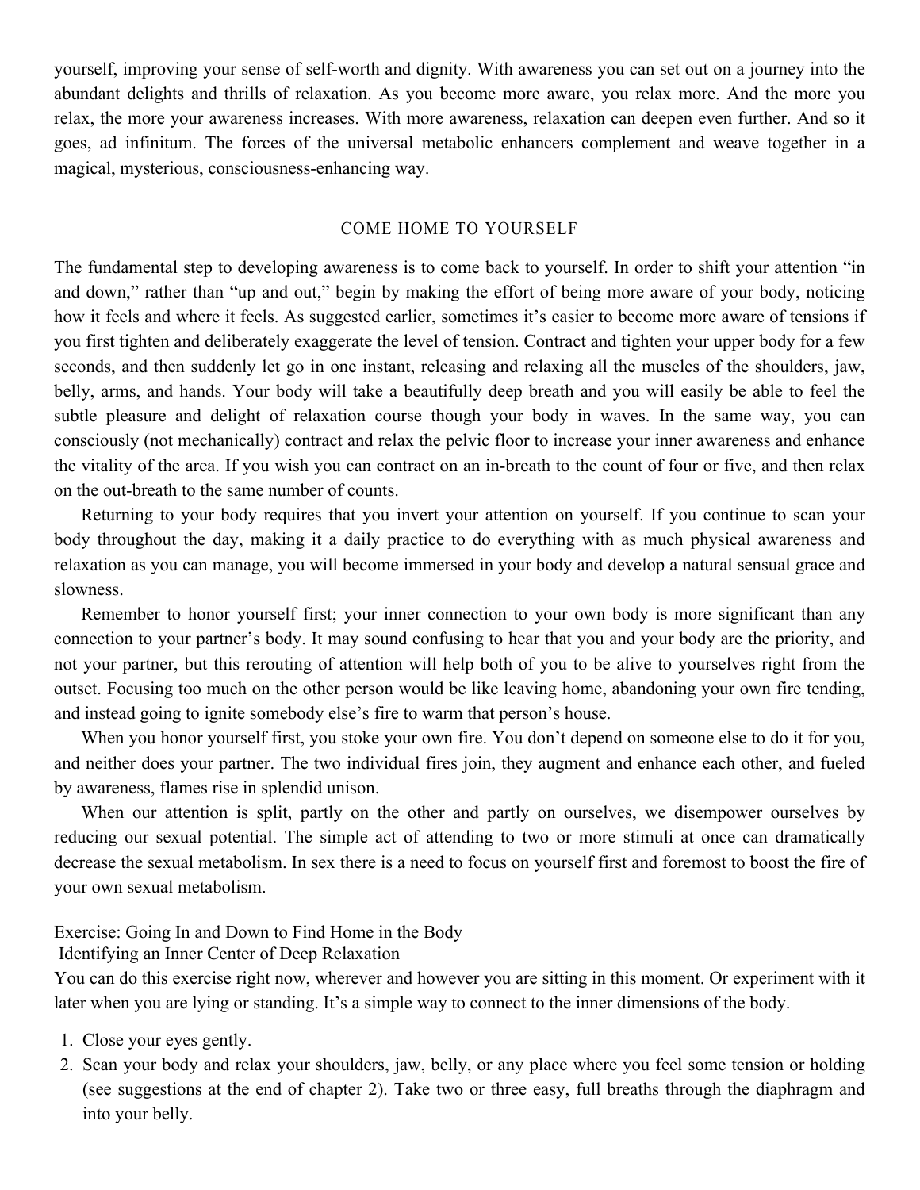yourself, improving your sense of self-worth and dignity. With awareness you can set out on a journey into the abundant delights and thrills of relaxation. As you become more aware, you relax more. And the more you relax, the more your awareness increases. With more awareness, relaxation can deepen even further. And so it goes, ad infinitum. The forces of the universal metabolic enhancers complement and weave together in a magical, mysterious, consciousness-enhancing way.

## COME HOME TO YOURSELF

The fundamental step to developing awareness is to come back to yourself. In order to shift your attention "in and down," rather than "up and out," begin by making the effort of being more aware of your body, noticing how it feels and where it feels. As suggested earlier, sometimes it's easier to become more aware of tensions if you first tighten and deliberately exaggerate the level of tension. Contract and tighten your upper body for a few seconds, and then suddenly let go in one instant, releasing and relaxing all the muscles of the shoulders, jaw, belly, arms, and hands. Your body will take a beautifully deep breath and you will easily be able to feel the subtle pleasure and delight of relaxation course though your body in waves. In the same way, you can consciously (not mechanically) contract and relax the pelvic floor to increase your inner awareness and enhance the vitality of the area. If you wish you can contract on an in-breath to the count of four or five, and then relax on the out-breath to the same number of counts.

Returning to your body requires that you invert your attention on yourself. If you continue to scan your body throughout the day, making it a daily practice to do everything with as much physical awareness and relaxation as you can manage, you will become immersed in your body and develop a natural sensual grace and slowness.

Remember to honor yourself first; your inner connection to your own body is more significant than any connection to your partner's body. It may sound confusing to hear that you and your body are the priority, and not your partner, but this rerouting of attention will help both of you to be alive to yourselves right from the outset. Focusing too much on the other person would be like leaving home, abandoning your own fire tending, and instead going to ignite somebody else's fire to warm that person's house.

When you honor yourself first, you stoke your own fire. You don't depend on someone else to do it for you, and neither does your partner. The two individual fires join, they augment and enhance each other, and fueled by awareness, flames rise in splendid unison.

When our attention is split, partly on the other and partly on ourselves, we disempower ourselves by reducing our sexual potential. The simple act of attending to two or more stimuli at once can dramatically decrease the sexual metabolism. In sex there is a need to focus on yourself first and foremost to boost the fire of your own sexual metabolism.

Exercise: Going In and Down to Find Home in the Body
Identifying an Inner Center of Deep Relaxation

You can do this exercise right now, wherever and however you are sitting in this moment. Or experiment with it later when you are lying or standing. It's a simple way to connect to the inner dimensions of the body.

1. Close your eyes gently.
2. Scan your body and relax your shoulders, jaw, belly, or any place where you feel some tension or holding (see suggestions at the end of chapter 2). Take two or three easy, full breaths through the diaphragm and into your belly.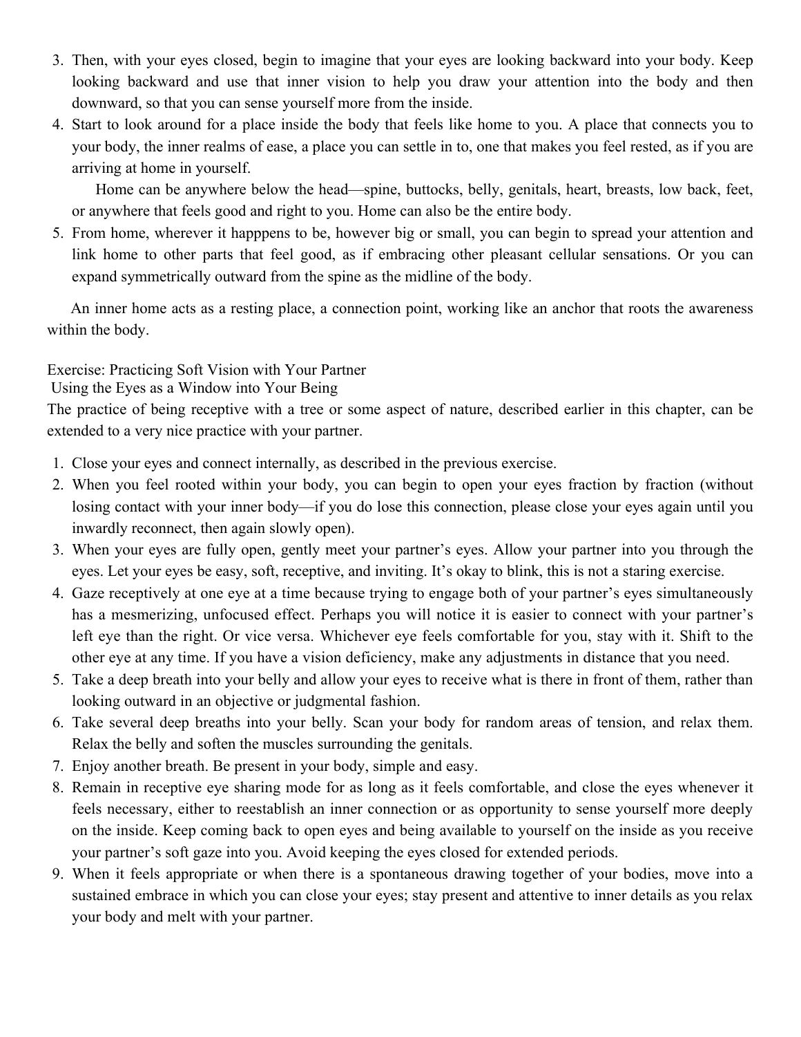3. Then, with your eyes closed, begin to imagine that your eyes are looking backward into your body. Keep looking backward and use that inner vision to help you draw your attention into the body and then downward, so that you can sense yourself more from the inside.
4. Start to look around for a place inside the body that feels like home to you. A place that connects you to your body, the inner realms of ease, a place you can settle in to, one that makes you feel rested, as if you are arriving at home in yourself.

   Home can be anywhere below the head—spine, buttocks, belly, genitals, heart, breasts, low back, feet, or anywhere that feels good and right to you. Home can also be the entire body.
5. From home, wherever it happpens to be, however big or small, you can begin to spread your attention and link home to other parts that feel good, as if embracing other pleasant cellular sensations. Or you can expand symmetrically outward from the spine as the midline of the body.

An inner home acts as a resting place, a connection point, working like an anchor that roots the awareness within the body.

Exercise: Practicing Soft Vision with Your Partner

Using the Eyes as a Window into Your Being

The practice of being receptive with a tree or some aspect of nature, described earlier in this chapter, can be extended to a very nice practice with your partner.

1. Close your eyes and connect internally, as described in the previous exercise.
2. When you feel rooted within your body, you can begin to open your eyes fraction by fraction (without losing contact with your inner body—if you do lose this connection, please close your eyes again until you inwardly reconnect, then again slowly open).
3. When your eyes are fully open, gently meet your partner's eyes. Allow your partner into you through the eyes. Let your eyes be easy, soft, receptive, and inviting. It's okay to blink, this is not a staring exercise.
4. Gaze receptively at one eye at a time because trying to engage both of your partner's eyes simultaneously has a mesmerizing, unfocused effect. Perhaps you will notice it is easier to connect with your partner's left eye than the right. Or vice versa. Whichever eye feels comfortable for you, stay with it. Shift to the other eye at any time. If you have a vision deficiency, make any adjustments in distance that you need.
5. Take a deep breath into your belly and allow your eyes to receive what is there in front of them, rather than looking outward in an objective or judgmental fashion.
6. Take several deep breaths into your belly. Scan your body for random areas of tension, and relax them. Relax the belly and soften the muscles surrounding the genitals.
7. Enjoy another breath. Be present in your body, simple and easy.
8. Remain in receptive eye sharing mode for as long as it feels comfortable, and close the eyes whenever it feels necessary, either to reestablish an inner connection or as opportunity to sense yourself more deeply on the inside. Keep coming back to open eyes and being available to yourself on the inside as you receive your partner's soft gaze into you. Avoid keeping the eyes closed for extended periods.
9. When it feels appropriate or when there is a spontaneous drawing together of your bodies, move into a sustained embrace in which you can close your eyes; stay present and attentive to inner details as you relax your body and melt with your partner.